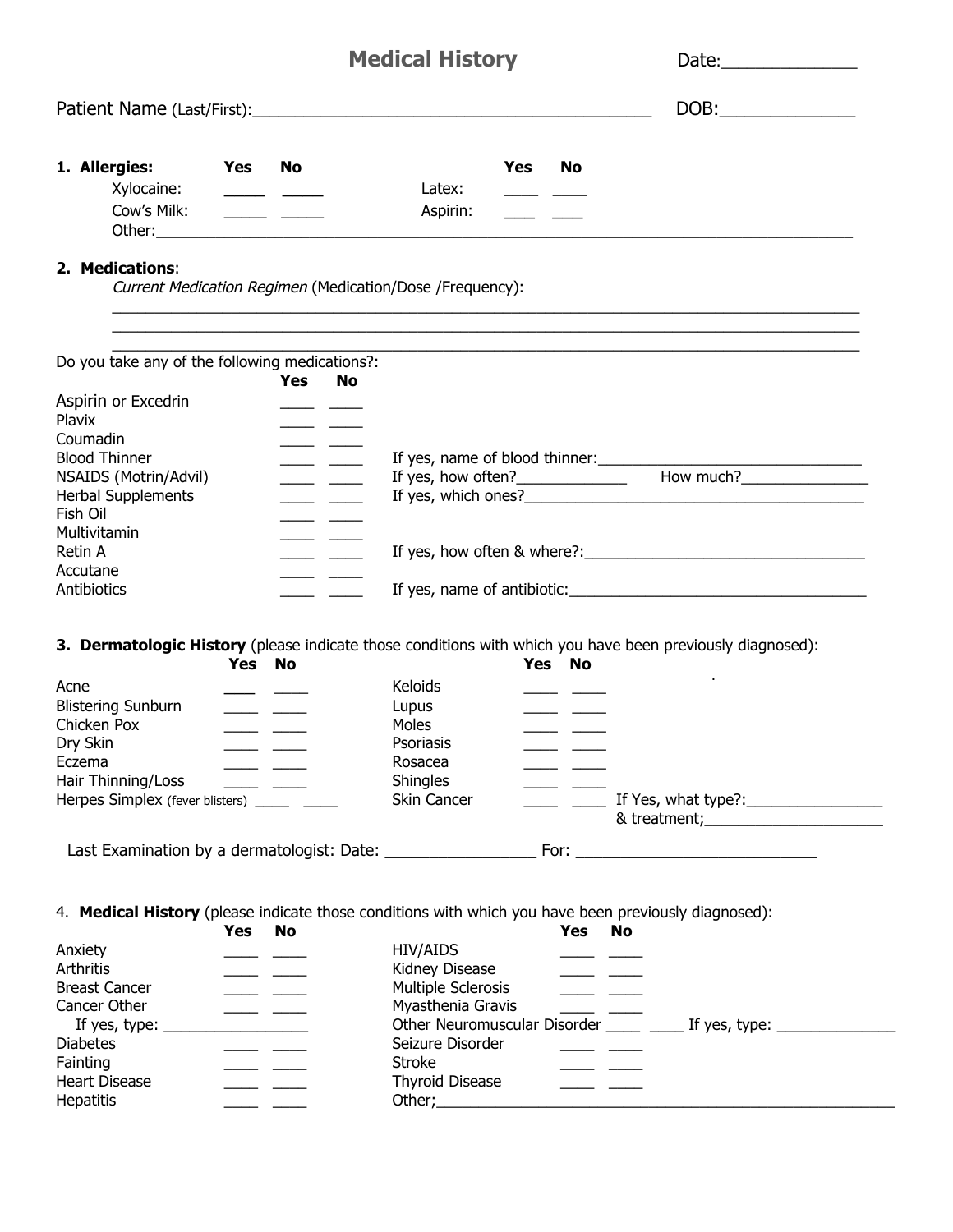# Medical History

Date:______________

Patient Name (Last/First):____________________________________________ DOB:_______________

**1. Allergies:**

| | Yes | No | | Yes | No |
|---|---|---|---|---|---|
| Xylocaine: | _____ | _____ | Latex: | ____ | ____ |
| Cow's Milk: | _____ | _____ | Aspirin: | ____ | ____ |

Other:_______________________________________________________________________________

**2. Medications**:

*Current Medication Regimen* (Medication/Dose /Frequency):

_______________________________________________________________________________________
_______________________________________________________________________________________
_______________________________________________________________________________________

Do you take any of the following medications?:

| | Yes | No | |
|---|---|---|---|
| Aspirin or Excedrin | ____ | ____ | |
| Plavix | ____ | ____ | |
| Coumadin | ____ | ____ | |
| Blood Thinner | ____ | ____ | If yes, name of blood thinner:_______________________________ |
| NSAIDS (Motrin/Advil) | ____ | ____ | If yes, how often?_____________ How much?_______________ |
| Herbal Supplements | ____ | ____ | If yes, which ones?_________________________________________ |
| Fish Oil | ____ | ____ | |
| Multivitamin | ____ | ____ | |
| Retin A | ____ | ____ | If yes, how often & where?:_________________________________ |
| Accutane | ____ | ____ | |
| Antibiotics | ____ | ____ | If yes, name of antibiotic:__________________________________ |

**3. Dermatologic History** (please indicate those conditions with which you have been previously diagnosed):

| | Yes | No | | Yes | No | |
|---|---|---|---|---|---|---|
| Acne | ___ | ____ | Keloids | ____ | ____ | |
| Blistering Sunburn | ____ | ____ | Lupus | ____ | ____ | |
| Chicken Pox | ____ | ____ | Moles | ____ | ____ | |
| Dry Skin | ____ | ____ | Psoriasis | ____ | ____ | |
| Eczema | ____ | ____ | Rosacea | ____ | ____ | |
| Hair Thinning/Loss | ____ | ____ | Shingles | ____ | ____ | |
| Herpes Simplex (fever blisters) | ____ | ____ | Skin Cancer | ____ | ____ | If Yes, what type?:________________ & treatment;_____________________ |

Last Examination by a dermatologist: Date: _________________ For: ___________________________

4. **Medical History** (please indicate those conditions with which you have been previously diagnosed):

| | Yes | No | | Yes | No | |
|---|---|---|---|---|---|---|
| Anxiety | ____ | ____ | HIV/AIDS | ____ | ____ | |
| Arthritis | ____ | ____ | Kidney Disease | ____ | ____ | |
| Breast Cancer | ____ | ____ | Multiple Sclerosis | ____ | ____ | |
| Cancer Other | ____ | ____ | Myasthenia Gravis | ____ | ____ | |
| If yes, type: _________________ | | | Other Neuromuscular Disorder | ____ | ____ | If yes, type: ______________ |
| Diabetes | ____ | ____ | Seizure Disorder | ____ | ____ | |
| Fainting | ____ | ____ | Stroke | ____ | ____ | |
| Heart Disease | ____ | ____ | Thyroid Disease | ____ | ____ | |
| Hepatitis | ____ | ____ | Other;_______________________________________________________ | | | |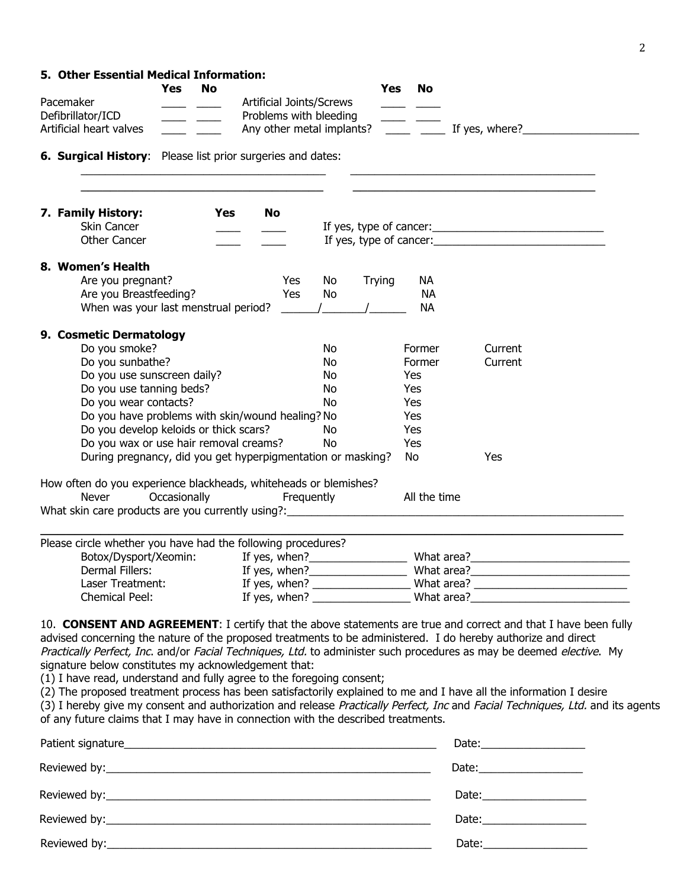## 5. Other Essential Medical Information:

| | Yes | No | | Yes | No | |
|---|---|---|---|---|---|---|
| Pacemaker | ____ | ____ | Artificial Joints/Screws | ____ | ____ | |
| Defibrillator/ICD | ____ | ____ | Problems with bleeding | ____ | ____ | |
| Artificial heart valves | ____ | ____ | Any other metal implants? | ____ | ____ | If yes, where?__________________ |

## 6. Surgical History: Please list prior surgeries and dates:

_______________________________________ _______________________________________

_______________________________________ _______________________________________

## 7. Family History:

| | Yes | No | |
|---|---|---|---|
| Skin Cancer | ____ | ____ | If yes, type of cancer:___________________________ |
| Other Cancer | ____ | ____ | If yes, type of cancer:___________________________ |

## 8. Women's Health

| | | | | |
|---|---|---|---|---|
| Are you pregnant? | Yes | No | Trying | NA |
| Are you Breastfeeding? | Yes | No | | NA |
| When was your last menstrual period? | ______/_______/______ | | | NA |

## 9. Cosmetic Dermatology

| | | | |
|---|---|---|---|
| Do you smoke? | No | Former | Current |
| Do you sunbathe? | No | Former | Current |
| Do you use sunscreen daily? | No | Yes | |
| Do you use tanning beds? | No | Yes | |
| Do you wear contacts? | No | Yes | |
| Do you have problems with skin/wound healing? | No | Yes | |
| Do you develop keloids or thick scars? | No | Yes | |
| Do you wax or use hair removal creams? | No | Yes | |
| During pregnancy, did you get hyperpigmentation or masking? | | No | Yes |

How often do you experience blackheads, whiteheads or blemishes?

Never Occasionally Frequently All the time

What skin care products are you currently using?:_______________________________________________________

_____________________________________________________________________________________________

Please circle whether you have had the following procedures?

| | | |
|---|---|---|
| Botox/Dysport/Xeomin: | If yes, when?________________ | What area?__________________________ |
| Dermal Fillers: | If yes, when?________________ | What area?__________________________ |
| Laser Treatment: | If yes, when? ________________ | What area? _________________________ |
| Chemical Peel: | If yes, when? ________________ | What area?__________________________ |

10. **CONSENT AND AGREEMENT**: I certify that the above statements are true and correct and that I have been fully advised concerning the nature of the proposed treatments to be administered. I do hereby authorize and direct *Practically Perfect, Inc*. and/or *Facial Techniques, Ltd.* to administer such procedures as may be deemed *elective*. My signature below constitutes my acknowledgement that:

(1) I have read, understand and fully agree to the foregoing consent;

(2) The proposed treatment process has been satisfactorily explained to me and I have all the information I desire

(3) I hereby give my consent and authorization and release *Practically Perfect, Inc* and *Facial Techniques, Ltd.* and its agents of any future claims that I may have in connection with the described treatments.

Patient signature_____________________________________________________ Date:_________________

Reviewed by:________________________________________________________ Date:_________________

Reviewed by:________________________________________________________ Date:_________________

Reviewed by:________________________________________________________ Date:_________________

Reviewed by:________________________________________________________ Date:_________________